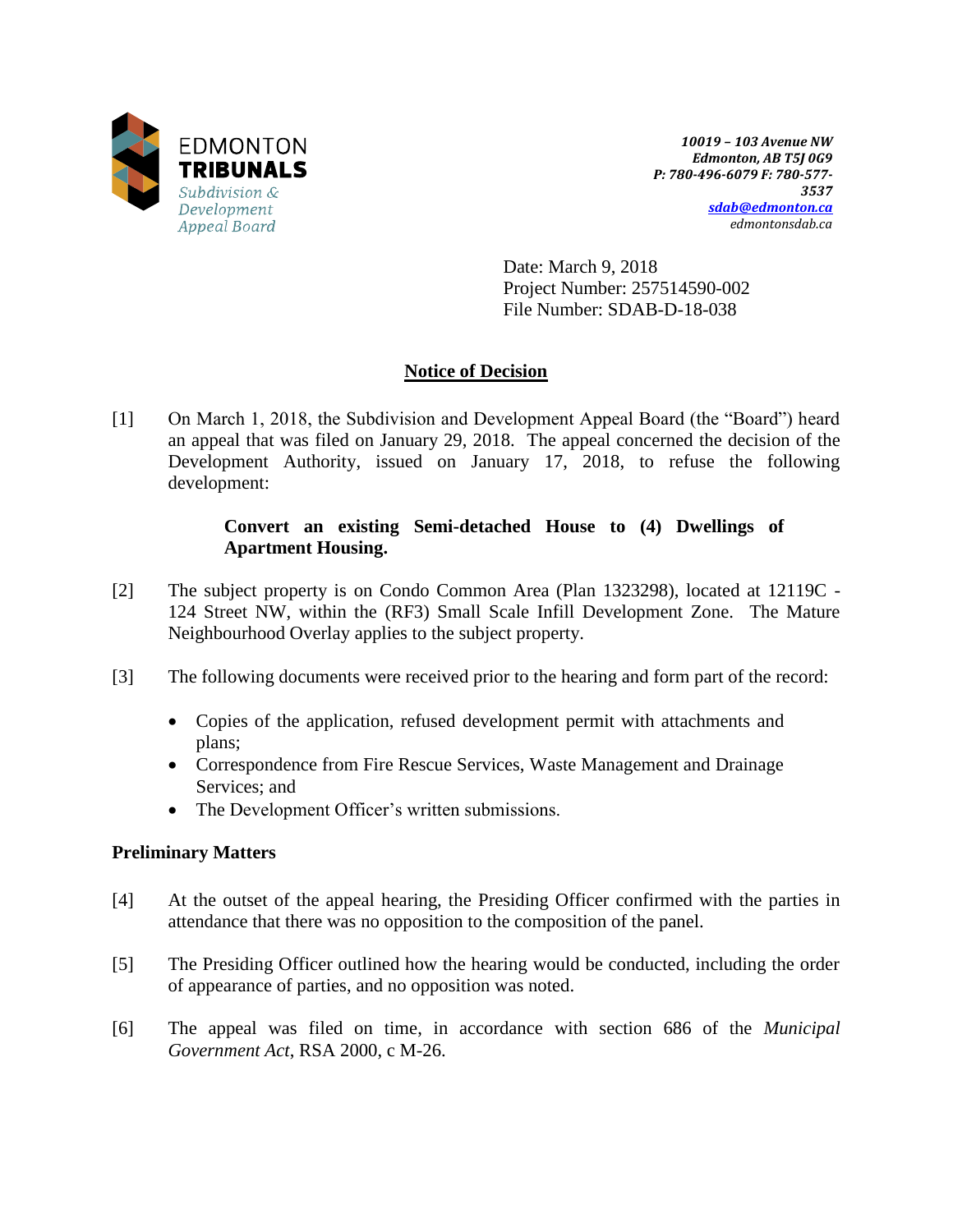EDMONTON **TRIBUNALS**
*Subdivision & Development Appeal Board*

***10019 – 103 Avenue NW***
***Edmonton, AB T5J 0G9***
***P: 780-496-6079 F: 780-577-3537***
***sdab@edmonton.ca***
*edmontonsdab.ca*

Date: March 9, 2018
Project Number: 257514590-002
File Number: SDAB-D-18-038

## Notice of Decision

[1] On March 1, 2018, the Subdivision and Development Appeal Board (the "Board") heard an appeal that was filed on January 29, 2018. The appeal concerned the decision of the Development Authority, issued on January 17, 2018, to refuse the following development:

> **Convert an existing Semi-detached House to (4) Dwellings of Apartment Housing.**

[2] The subject property is on Condo Common Area (Plan 1323298), located at 12119C - 124 Street NW, within the (RF3) Small Scale Infill Development Zone. The Mature Neighbourhood Overlay applies to the subject property.

[3] The following documents were received prior to the hearing and form part of the record:

- Copies of the application, refused development permit with attachments and plans;
- Correspondence from Fire Rescue Services, Waste Management and Drainage Services; and
- The Development Officer's written submissions.

### Preliminary Matters

[4] At the outset of the appeal hearing, the Presiding Officer confirmed with the parties in attendance that there was no opposition to the composition of the panel.

[5] The Presiding Officer outlined how the hearing would be conducted, including the order of appearance of parties, and no opposition was noted.

[6] The appeal was filed on time, in accordance with section 686 of the *Municipal Government Act*, RSA 2000, c M-26.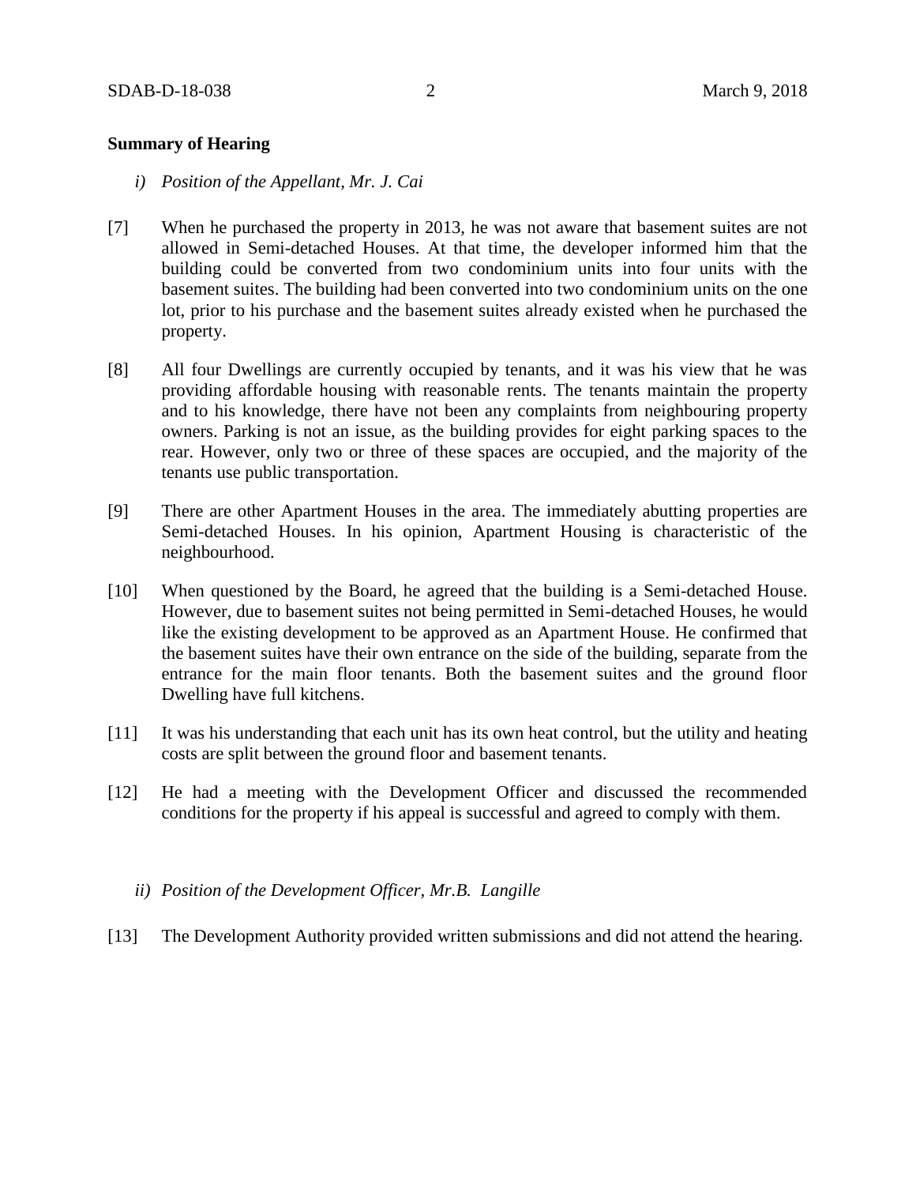**Summary of Hearing**

*i) Position of the Appellant, Mr. J. Cai*

[7] When he purchased the property in 2013, he was not aware that basement suites are not allowed in Semi-detached Houses. At that time, the developer informed him that the building could be converted from two condominium units into four units with the basement suites. The building had been converted into two condominium units on the one lot, prior to his purchase and the basement suites already existed when he purchased the property.

[8] All four Dwellings are currently occupied by tenants, and it was his view that he was providing affordable housing with reasonable rents. The tenants maintain the property and to his knowledge, there have not been any complaints from neighbouring property owners. Parking is not an issue, as the building provides for eight parking spaces to the rear. However, only two or three of these spaces are occupied, and the majority of the tenants use public transportation.

[9] There are other Apartment Houses in the area. The immediately abutting properties are Semi-detached Houses. In his opinion, Apartment Housing is characteristic of the neighbourhood.

[10] When questioned by the Board, he agreed that the building is a Semi-detached House. However, due to basement suites not being permitted in Semi-detached Houses, he would like the existing development to be approved as an Apartment House. He confirmed that the basement suites have their own entrance on the side of the building, separate from the entrance for the main floor tenants. Both the basement suites and the ground floor Dwelling have full kitchens.

[11] It was his understanding that each unit has its own heat control, but the utility and heating costs are split between the ground floor and basement tenants.

[12] He had a meeting with the Development Officer and discussed the recommended conditions for the property if his appeal is successful and agreed to comply with them.

*ii) Position of the Development Officer, Mr.B. Langille*

[13] The Development Authority provided written submissions and did not attend the hearing.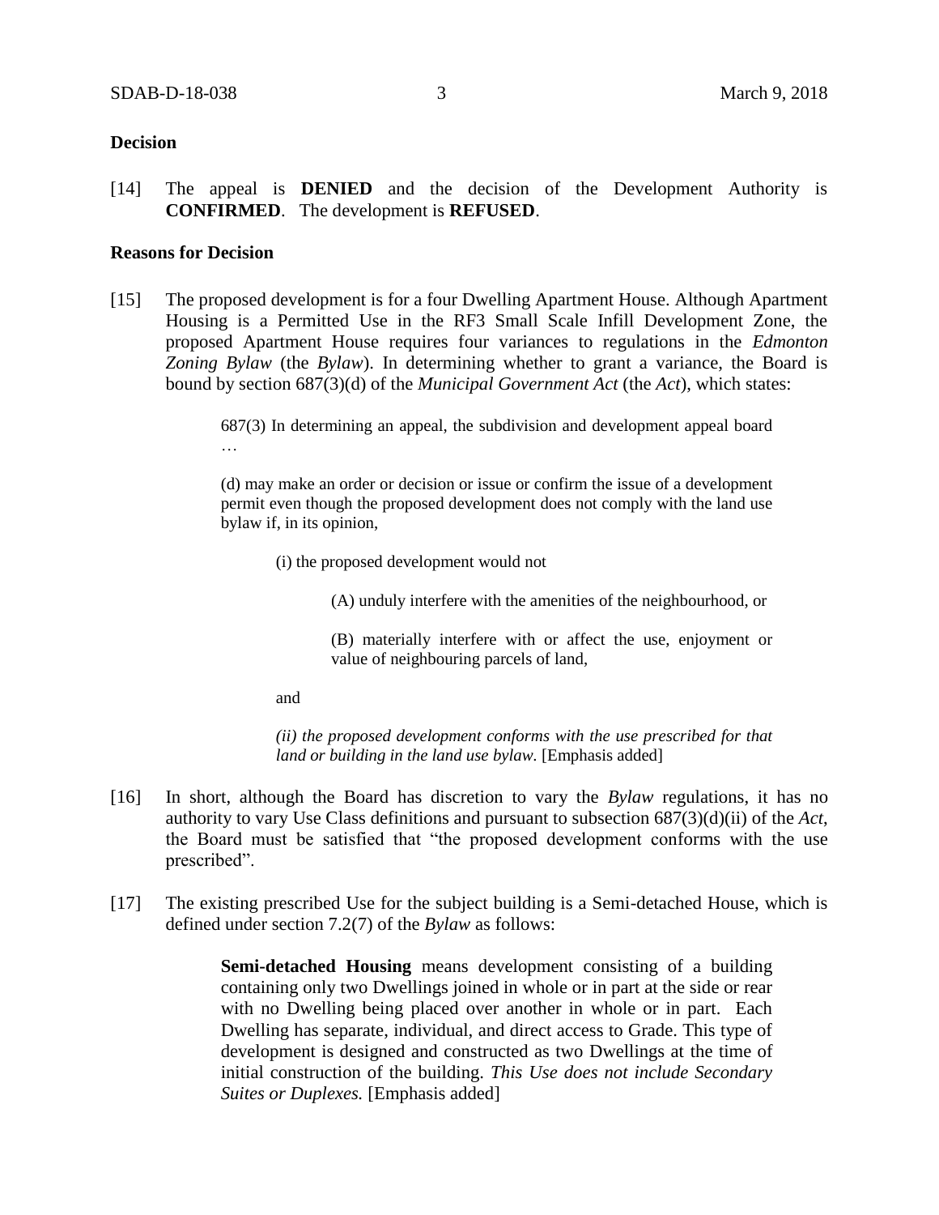**Decision**

[14] The appeal is **DENIED** and the decision of the Development Authority is **CONFIRMED**. The development is **REFUSED**.

**Reasons for Decision**

[15] The proposed development is for a four Dwelling Apartment House. Although Apartment Housing is a Permitted Use in the RF3 Small Scale Infill Development Zone, the proposed Apartment House requires four variances to regulations in the *Edmonton Zoning Bylaw* (the *Bylaw*). In determining whether to grant a variance, the Board is bound by section 687(3)(d) of the *Municipal Government Act* (the *Act*), which states:

> 687(3) In determining an appeal, the subdivision and development appeal board …
>
> (d) may make an order or decision or issue or confirm the issue of a development permit even though the proposed development does not comply with the land use bylaw if, in its opinion,
>
> > (i) the proposed development would not
> >
> > > (A) unduly interfere with the amenities of the neighbourhood, or
> > >
> > > (B) materially interfere with or affect the use, enjoyment or value of neighbouring parcels of land,
> >
> > and
> >
> > *(ii) the proposed development conforms with the use prescribed for that land or building in the land use bylaw.* [Emphasis added]

[16] In short, although the Board has discretion to vary the *Bylaw* regulations, it has no authority to vary Use Class definitions and pursuant to subsection 687(3)(d)(ii) of the *Act*, the Board must be satisfied that "the proposed development conforms with the use prescribed".

[17] The existing prescribed Use for the subject building is a Semi-detached House, which is defined under section 7.2(7) of the *Bylaw* as follows:

> **Semi-detached Housing** means development consisting of a building containing only two Dwellings joined in whole or in part at the side or rear with no Dwelling being placed over another in whole or in part. Each Dwelling has separate, individual, and direct access to Grade. This type of development is designed and constructed as two Dwellings at the time of initial construction of the building. *This Use does not include Secondary Suites or Duplexes.* [Emphasis added]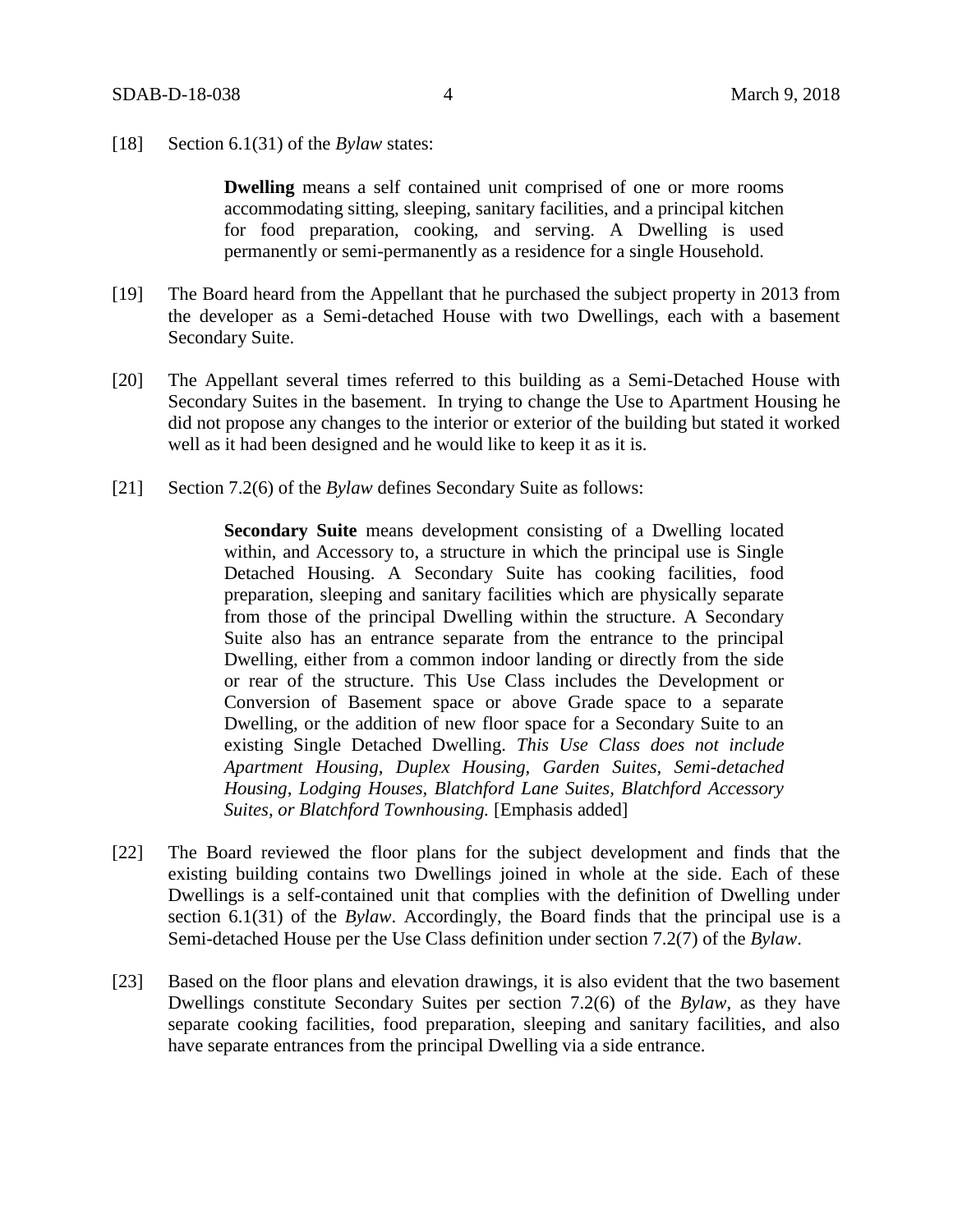[18] Section 6.1(31) of the *Bylaw* states:

> **Dwelling** means a self contained unit comprised of one or more rooms accommodating sitting, sleeping, sanitary facilities, and a principal kitchen for food preparation, cooking, and serving. A Dwelling is used permanently or semi-permanently as a residence for a single Household.

[19] The Board heard from the Appellant that he purchased the subject property in 2013 from the developer as a Semi-detached House with two Dwellings, each with a basement Secondary Suite.

[20] The Appellant several times referred to this building as a Semi-Detached House with Secondary Suites in the basement. In trying to change the Use to Apartment Housing he did not propose any changes to the interior or exterior of the building but stated it worked well as it had been designed and he would like to keep it as it is.

[21] Section 7.2(6) of the *Bylaw* defines Secondary Suite as follows:

> **Secondary Suite** means development consisting of a Dwelling located within, and Accessory to, a structure in which the principal use is Single Detached Housing. A Secondary Suite has cooking facilities, food preparation, sleeping and sanitary facilities which are physically separate from those of the principal Dwelling within the structure. A Secondary Suite also has an entrance separate from the entrance to the principal Dwelling, either from a common indoor landing or directly from the side or rear of the structure. This Use Class includes the Development or Conversion of Basement space or above Grade space to a separate Dwelling, or the addition of new floor space for a Secondary Suite to an existing Single Detached Dwelling. *This Use Class does not include Apartment Housing, Duplex Housing, Garden Suites, Semi-detached Housing, Lodging Houses, Blatchford Lane Suites, Blatchford Accessory Suites, or Blatchford Townhousing.* [Emphasis added]

[22] The Board reviewed the floor plans for the subject development and finds that the existing building contains two Dwellings joined in whole at the side. Each of these Dwellings is a self-contained unit that complies with the definition of Dwelling under section 6.1(31) of the *Bylaw*. Accordingly, the Board finds that the principal use is a Semi-detached House per the Use Class definition under section 7.2(7) of the *Bylaw*.

[23] Based on the floor plans and elevation drawings, it is also evident that the two basement Dwellings constitute Secondary Suites per section 7.2(6) of the *Bylaw*, as they have separate cooking facilities, food preparation, sleeping and sanitary facilities, and also have separate entrances from the principal Dwelling via a side entrance.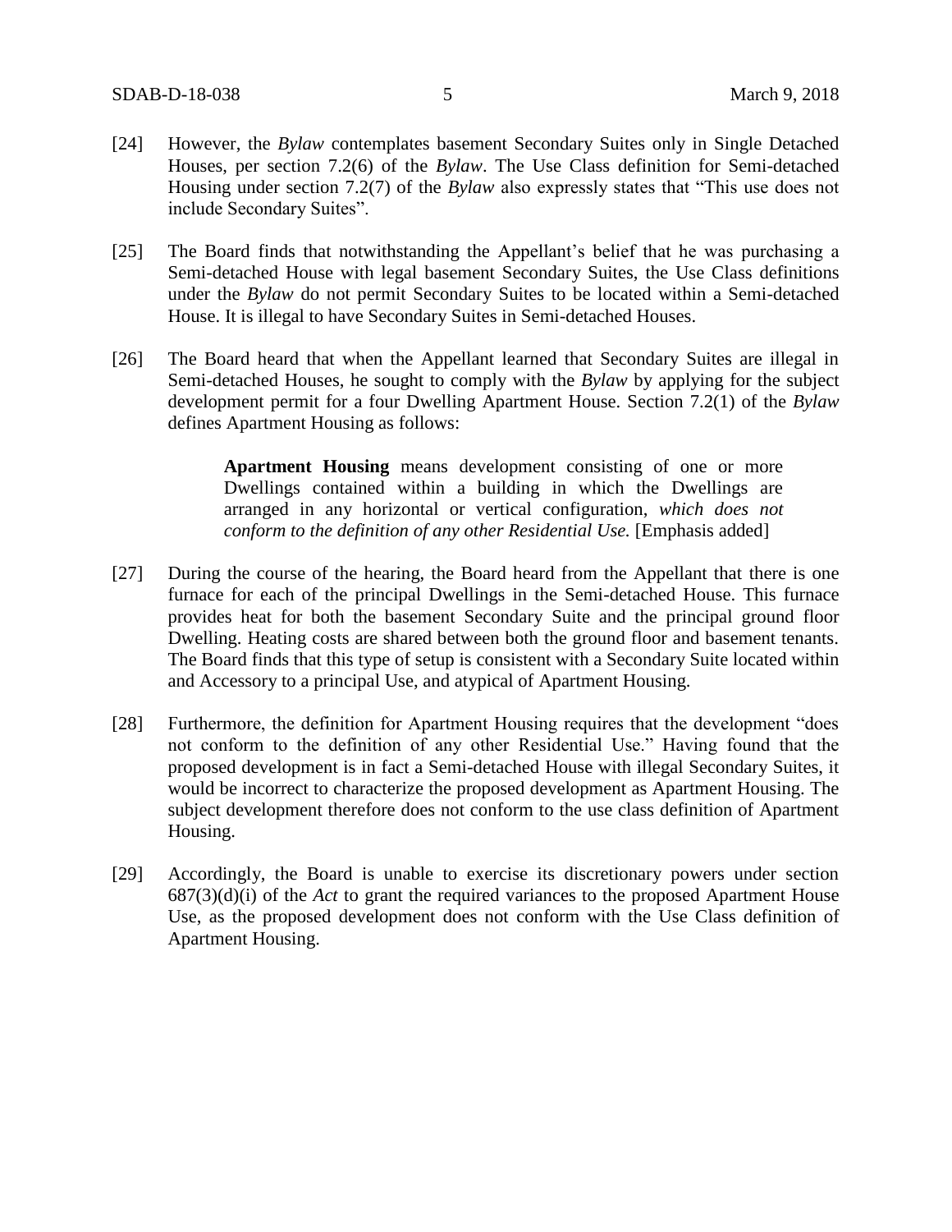[24] However, the *Bylaw* contemplates basement Secondary Suites only in Single Detached Houses, per section 7.2(6) of the *Bylaw*. The Use Class definition for Semi-detached Housing under section 7.2(7) of the *Bylaw* also expressly states that "This use does not include Secondary Suites".

[25] The Board finds that notwithstanding the Appellant's belief that he was purchasing a Semi-detached House with legal basement Secondary Suites, the Use Class definitions under the *Bylaw* do not permit Secondary Suites to be located within a Semi-detached House. It is illegal to have Secondary Suites in Semi-detached Houses.

[26] The Board heard that when the Appellant learned that Secondary Suites are illegal in Semi-detached Houses, he sought to comply with the *Bylaw* by applying for the subject development permit for a four Dwelling Apartment House. Section 7.2(1) of the *Bylaw* defines Apartment Housing as follows:

> **Apartment Housing** means development consisting of one or more Dwellings contained within a building in which the Dwellings are arranged in any horizontal or vertical configuration, *which does not conform to the definition of any other Residential Use.* [Emphasis added]

[27] During the course of the hearing, the Board heard from the Appellant that there is one furnace for each of the principal Dwellings in the Semi-detached House. This furnace provides heat for both the basement Secondary Suite and the principal ground floor Dwelling. Heating costs are shared between both the ground floor and basement tenants. The Board finds that this type of setup is consistent with a Secondary Suite located within and Accessory to a principal Use, and atypical of Apartment Housing.

[28] Furthermore, the definition for Apartment Housing requires that the development "does not conform to the definition of any other Residential Use." Having found that the proposed development is in fact a Semi-detached House with illegal Secondary Suites, it would be incorrect to characterize the proposed development as Apartment Housing. The subject development therefore does not conform to the use class definition of Apartment Housing.

[29] Accordingly, the Board is unable to exercise its discretionary powers under section 687(3)(d)(i) of the *Act* to grant the required variances to the proposed Apartment House Use, as the proposed development does not conform with the Use Class definition of Apartment Housing.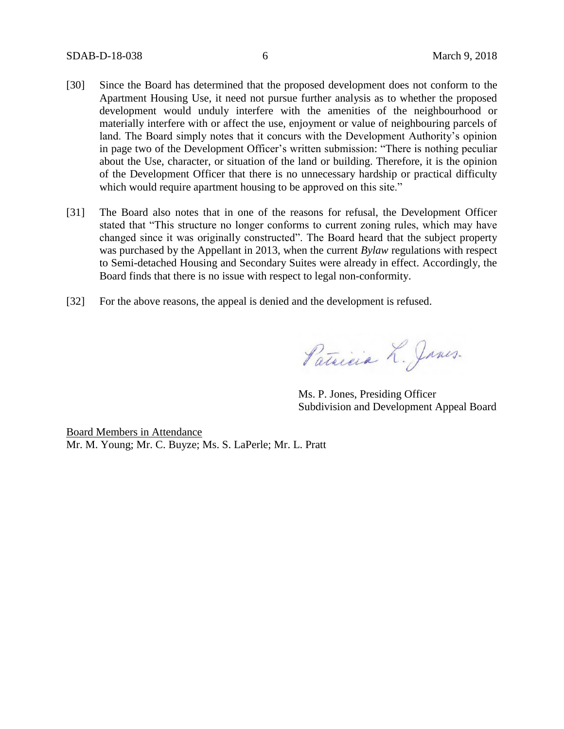[30] Since the Board has determined that the proposed development does not conform to the Apartment Housing Use, it need not pursue further analysis as to whether the proposed development would unduly interfere with the amenities of the neighbourhood or materially interfere with or affect the use, enjoyment or value of neighbouring parcels of land. The Board simply notes that it concurs with the Development Authority's opinion in page two of the Development Officer's written submission: "There is nothing peculiar about the Use, character, or situation of the land or building. Therefore, it is the opinion of the Development Officer that there is no unnecessary hardship or practical difficulty which would require apartment housing to be approved on this site."

[31] The Board also notes that in one of the reasons for refusal, the Development Officer stated that "This structure no longer conforms to current zoning rules, which may have changed since it was originally constructed". The Board heard that the subject property was purchased by the Appellant in 2013, when the current *Bylaw* regulations with respect to Semi-detached Housing and Secondary Suites were already in effect. Accordingly, the Board finds that there is no issue with respect to legal non-conformity.

[32] For the above reasons, the appeal is denied and the development is refused.

Patricia L. Jones

Ms. P. Jones, Presiding Officer
Subdivision and Development Appeal Board

Board Members in Attendance
Mr. M. Young; Mr. C. Buyze; Ms. S. LaPerle; Mr. L. Pratt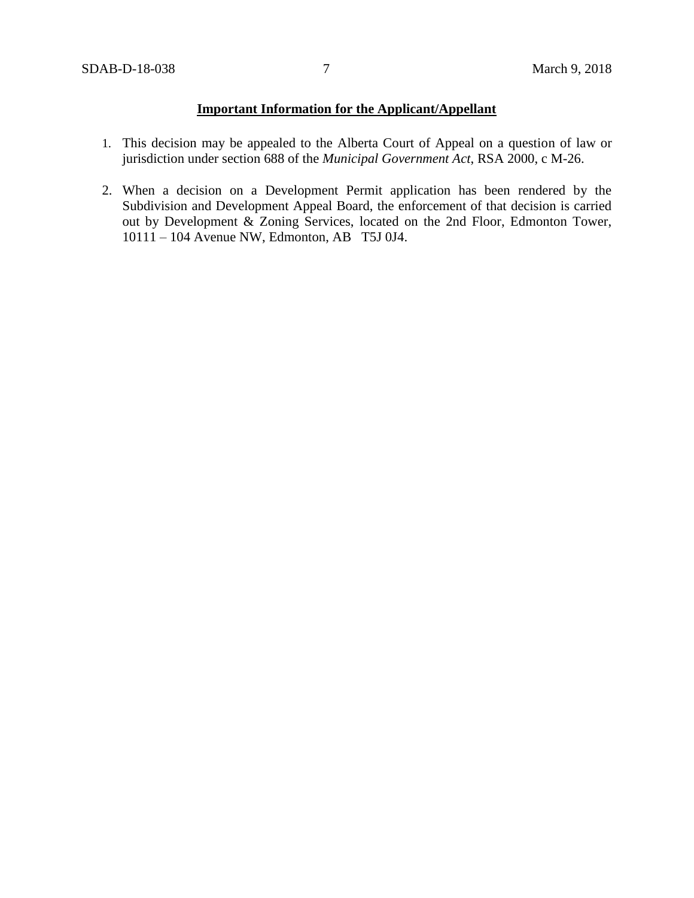**Important Information for the Applicant/Appellant**

1. This decision may be appealed to the Alberta Court of Appeal on a question of law or jurisdiction under section 688 of the *Municipal Government Act*, RSA 2000, c M-26.

2. When a decision on a Development Permit application has been rendered by the Subdivision and Development Appeal Board, the enforcement of that decision is carried out by Development & Zoning Services, located on the 2nd Floor, Edmonton Tower, 10111 – 104 Avenue NW, Edmonton, AB T5J 0J4.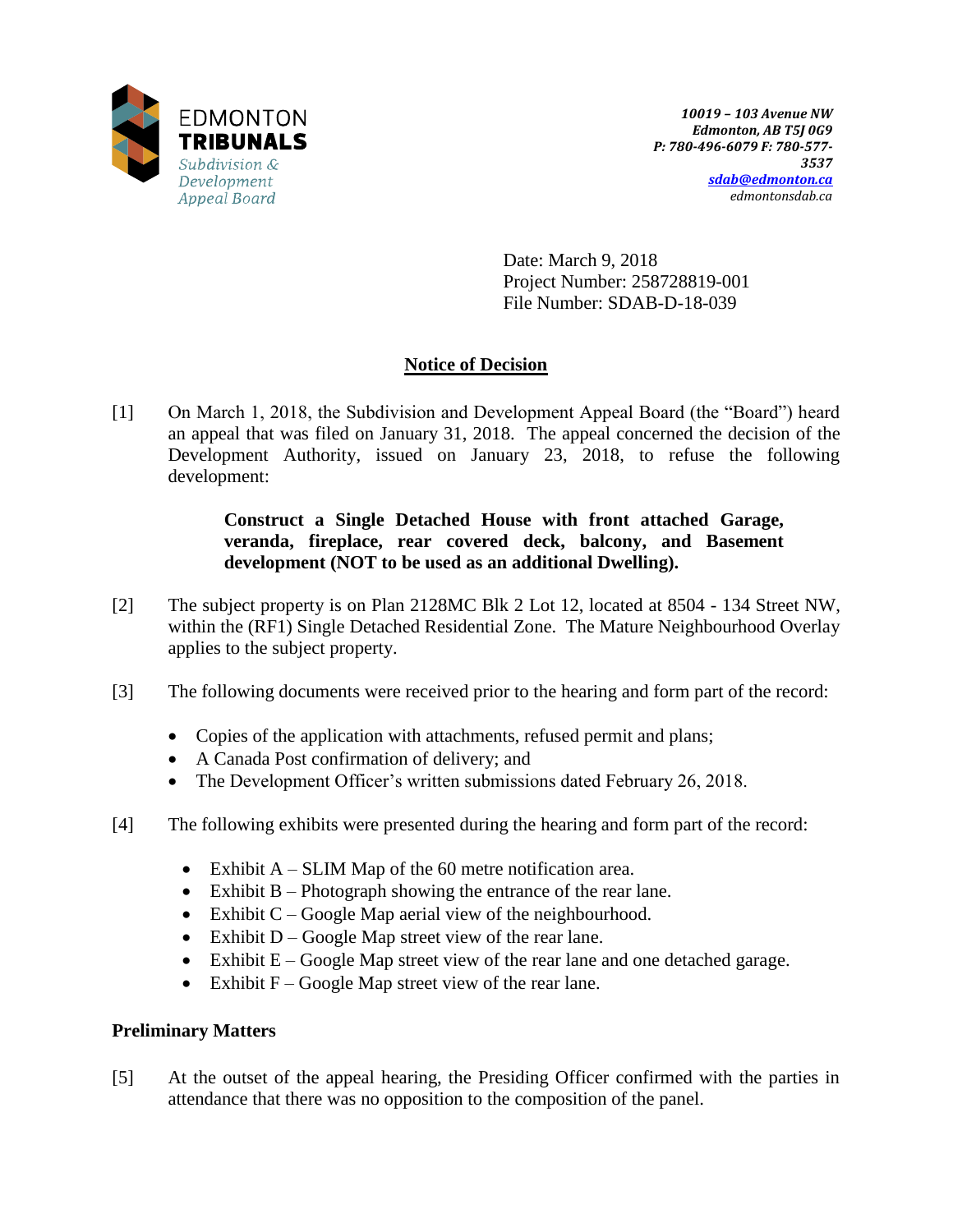EDMONTON
**TRIBUNALS**
*Subdivision & Development Appeal Board*

***10019 – 103 Avenue NW***
***Edmonton, AB T5J 0G9***
***P: 780-496-6079 F: 780-577-3537***
***sdab@edmonton.ca***
*edmontonsdab.ca*

Date: March 9, 2018
Project Number: 258728819-001
File Number: SDAB-D-18-039

## Notice of Decision

[1] On March 1, 2018, the Subdivision and Development Appeal Board (the "Board") heard an appeal that was filed on January 31, 2018. The appeal concerned the decision of the Development Authority, issued on January 23, 2018, to refuse the following development:

> **Construct a Single Detached House with front attached Garage, veranda, fireplace, rear covered deck, balcony, and Basement development (NOT to be used as an additional Dwelling).**

[2] The subject property is on Plan 2128MC Blk 2 Lot 12, located at 8504 - 134 Street NW, within the (RF1) Single Detached Residential Zone. The Mature Neighbourhood Overlay applies to the subject property.

[3] The following documents were received prior to the hearing and form part of the record:

- Copies of the application with attachments, refused permit and plans;
- A Canada Post confirmation of delivery; and
- The Development Officer's written submissions dated February 26, 2018.

[4] The following exhibits were presented during the hearing and form part of the record:

- Exhibit A – SLIM Map of the 60 metre notification area.
- Exhibit B – Photograph showing the entrance of the rear lane.
- Exhibit C – Google Map aerial view of the neighbourhood.
- Exhibit D – Google Map street view of the rear lane.
- Exhibit E – Google Map street view of the rear lane and one detached garage.
- Exhibit F – Google Map street view of the rear lane.

### Preliminary Matters

[5] At the outset of the appeal hearing, the Presiding Officer confirmed with the parties in attendance that there was no opposition to the composition of the panel.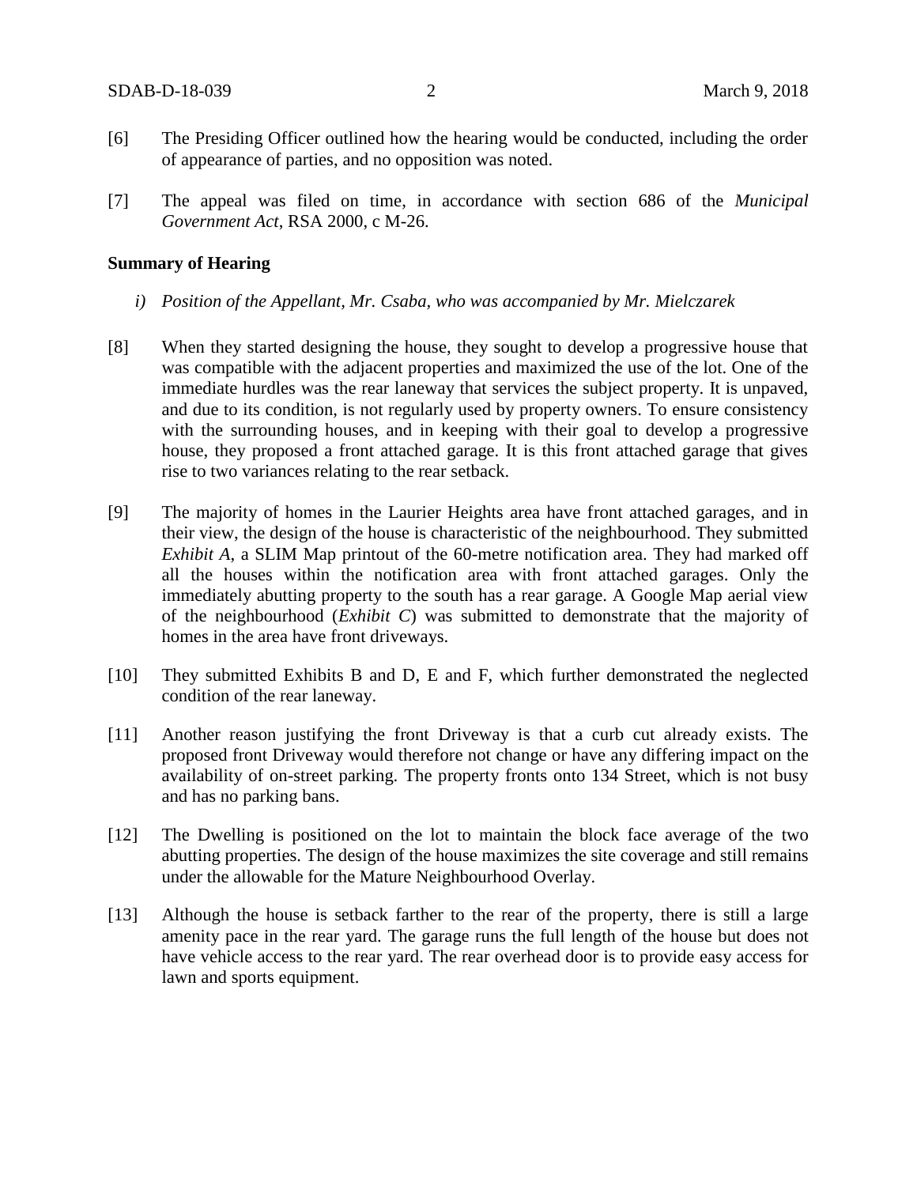[6] The Presiding Officer outlined how the hearing would be conducted, including the order of appearance of parties, and no opposition was noted.

[7] The appeal was filed on time, in accordance with section 686 of the *Municipal Government Act*, RSA 2000, c M-26.

**Summary of Hearing**

*i) Position of the Appellant, Mr. Csaba, who was accompanied by Mr. Mielczarek*

[8] When they started designing the house, they sought to develop a progressive house that was compatible with the adjacent properties and maximized the use of the lot. One of the immediate hurdles was the rear laneway that services the subject property. It is unpaved, and due to its condition, is not regularly used by property owners. To ensure consistency with the surrounding houses, and in keeping with their goal to develop a progressive house, they proposed a front attached garage. It is this front attached garage that gives rise to two variances relating to the rear setback.

[9] The majority of homes in the Laurier Heights area have front attached garages, and in their view, the design of the house is characteristic of the neighbourhood. They submitted *Exhibit A*, a SLIM Map printout of the 60-metre notification area. They had marked off all the houses within the notification area with front attached garages. Only the immediately abutting property to the south has a rear garage. A Google Map aerial view of the neighbourhood (*Exhibit C*) was submitted to demonstrate that the majority of homes in the area have front driveways.

[10] They submitted Exhibits B and D, E and F, which further demonstrated the neglected condition of the rear laneway.

[11] Another reason justifying the front Driveway is that a curb cut already exists. The proposed front Driveway would therefore not change or have any differing impact on the availability of on-street parking. The property fronts onto 134 Street, which is not busy and has no parking bans.

[12] The Dwelling is positioned on the lot to maintain the block face average of the two abutting properties. The design of the house maximizes the site coverage and still remains under the allowable for the Mature Neighbourhood Overlay.

[13] Although the house is setback farther to the rear of the property, there is still a large amenity pace in the rear yard. The garage runs the full length of the house but does not have vehicle access to the rear yard. The rear overhead door is to provide easy access for lawn and sports equipment.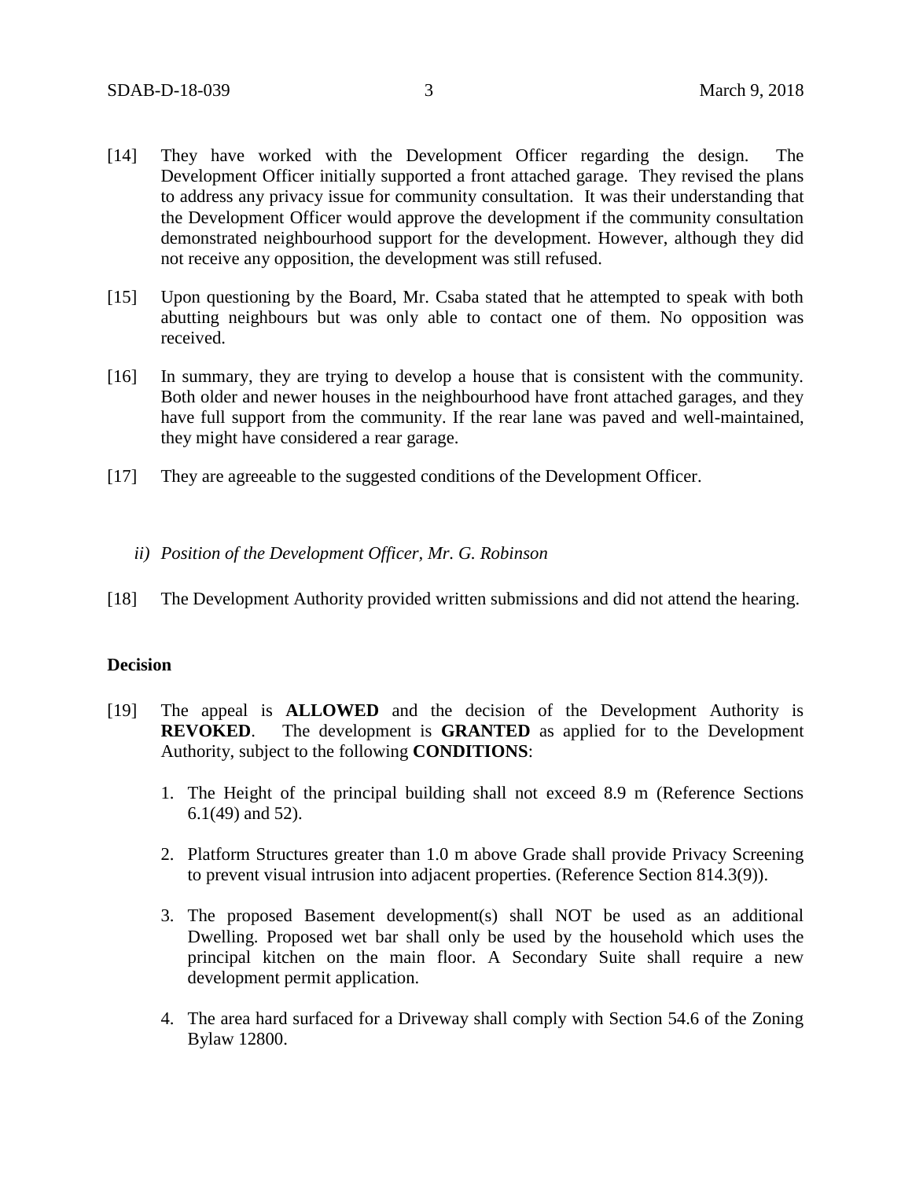[14] They have worked with the Development Officer regarding the design. The Development Officer initially supported a front attached garage. They revised the plans to address any privacy issue for community consultation. It was their understanding that the Development Officer would approve the development if the community consultation demonstrated neighbourhood support for the development. However, although they did not receive any opposition, the development was still refused.

[15] Upon questioning by the Board, Mr. Csaba stated that he attempted to speak with both abutting neighbours but was only able to contact one of them. No opposition was received.

[16] In summary, they are trying to develop a house that is consistent with the community. Both older and newer houses in the neighbourhood have front attached garages, and they have full support from the community. If the rear lane was paved and well-maintained, they might have considered a rear garage.

[17] They are agreeable to the suggested conditions of the Development Officer.

*ii) Position of the Development Officer, Mr. G. Robinson*

[18] The Development Authority provided written submissions and did not attend the hearing.

**Decision**

[19] The appeal is **ALLOWED** and the decision of the Development Authority is **REVOKED**. The development is **GRANTED** as applied for to the Development Authority, subject to the following **CONDITIONS**:

1. The Height of the principal building shall not exceed 8.9 m (Reference Sections 6.1(49) and 52).

2. Platform Structures greater than 1.0 m above Grade shall provide Privacy Screening to prevent visual intrusion into adjacent properties. (Reference Section 814.3(9)).

3. The proposed Basement development(s) shall NOT be used as an additional Dwelling. Proposed wet bar shall only be used by the household which uses the principal kitchen on the main floor. A Secondary Suite shall require a new development permit application.

4. The area hard surfaced for a Driveway shall comply with Section 54.6 of the Zoning Bylaw 12800.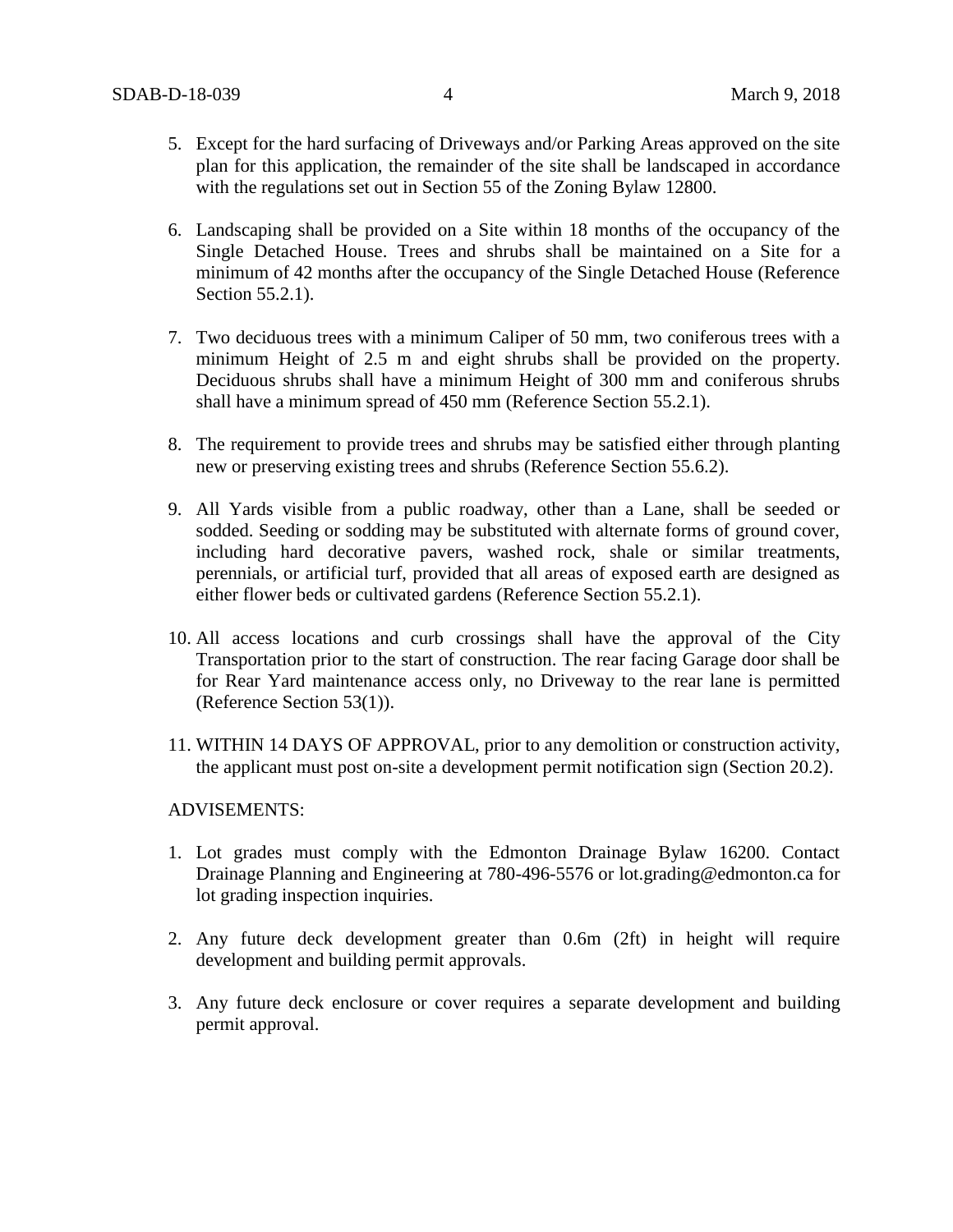5. Except for the hard surfacing of Driveways and/or Parking Areas approved on the site plan for this application, the remainder of the site shall be landscaped in accordance with the regulations set out in Section 55 of the Zoning Bylaw 12800.

6. Landscaping shall be provided on a Site within 18 months of the occupancy of the Single Detached House. Trees and shrubs shall be maintained on a Site for a minimum of 42 months after the occupancy of the Single Detached House (Reference Section 55.2.1).

7. Two deciduous trees with a minimum Caliper of 50 mm, two coniferous trees with a minimum Height of 2.5 m and eight shrubs shall be provided on the property. Deciduous shrubs shall have a minimum Height of 300 mm and coniferous shrubs shall have a minimum spread of 450 mm (Reference Section 55.2.1).

8. The requirement to provide trees and shrubs may be satisfied either through planting new or preserving existing trees and shrubs (Reference Section 55.6.2).

9. All Yards visible from a public roadway, other than a Lane, shall be seeded or sodded. Seeding or sodding may be substituted with alternate forms of ground cover, including hard decorative pavers, washed rock, shale or similar treatments, perennials, or artificial turf, provided that all areas of exposed earth are designed as either flower beds or cultivated gardens (Reference Section 55.2.1).

10. All access locations and curb crossings shall have the approval of the City Transportation prior to the start of construction. The rear facing Garage door shall be for Rear Yard maintenance access only, no Driveway to the rear lane is permitted (Reference Section 53(1)).

11. WITHIN 14 DAYS OF APPROVAL, prior to any demolition or construction activity, the applicant must post on-site a development permit notification sign (Section 20.2).

ADVISEMENTS:

1. Lot grades must comply with the Edmonton Drainage Bylaw 16200. Contact Drainage Planning and Engineering at 780-496-5576 or lot.grading@edmonton.ca for lot grading inspection inquiries.

2. Any future deck development greater than 0.6m (2ft) in height will require development and building permit approvals.

3. Any future deck enclosure or cover requires a separate development and building permit approval.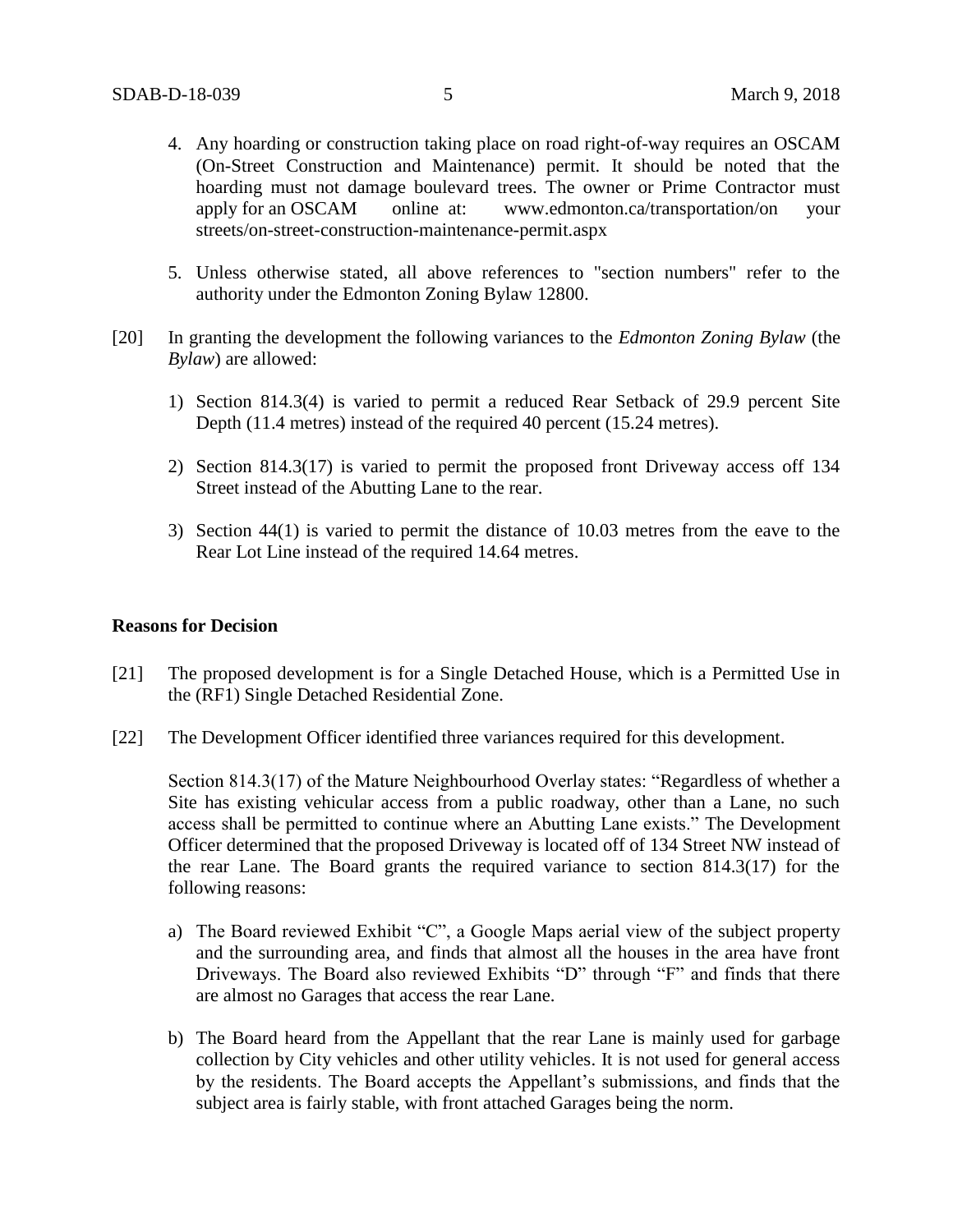4. Any hoarding or construction taking place on road right-of-way requires an OSCAM (On-Street Construction and Maintenance) permit. It should be noted that the hoarding must not damage boulevard trees. The owner or Prime Contractor must apply for an OSCAM online at: www.edmonton.ca/transportation/on your streets/on-street-construction-maintenance-permit.aspx

5. Unless otherwise stated, all above references to "section numbers" refer to the authority under the Edmonton Zoning Bylaw 12800.

[20] In granting the development the following variances to the *Edmonton Zoning Bylaw* (the *Bylaw*) are allowed:

1) Section 814.3(4) is varied to permit a reduced Rear Setback of 29.9 percent Site Depth (11.4 metres) instead of the required 40 percent (15.24 metres).

2) Section 814.3(17) is varied to permit the proposed front Driveway access off 134 Street instead of the Abutting Lane to the rear.

3) Section 44(1) is varied to permit the distance of 10.03 metres from the eave to the Rear Lot Line instead of the required 14.64 metres.

**Reasons for Decision**

[21] The proposed development is for a Single Detached House, which is a Permitted Use in the (RF1) Single Detached Residential Zone.

[22] The Development Officer identified three variances required for this development.

Section 814.3(17) of the Mature Neighbourhood Overlay states: "Regardless of whether a Site has existing vehicular access from a public roadway, other than a Lane, no such access shall be permitted to continue where an Abutting Lane exists." The Development Officer determined that the proposed Driveway is located off of 134 Street NW instead of the rear Lane. The Board grants the required variance to section 814.3(17) for the following reasons:

a) The Board reviewed Exhibit "C", a Google Maps aerial view of the subject property and the surrounding area, and finds that almost all the houses in the area have front Driveways. The Board also reviewed Exhibits "D" through "F" and finds that there are almost no Garages that access the rear Lane.

b) The Board heard from the Appellant that the rear Lane is mainly used for garbage collection by City vehicles and other utility vehicles. It is not used for general access by the residents. The Board accepts the Appellant's submissions, and finds that the subject area is fairly stable, with front attached Garages being the norm.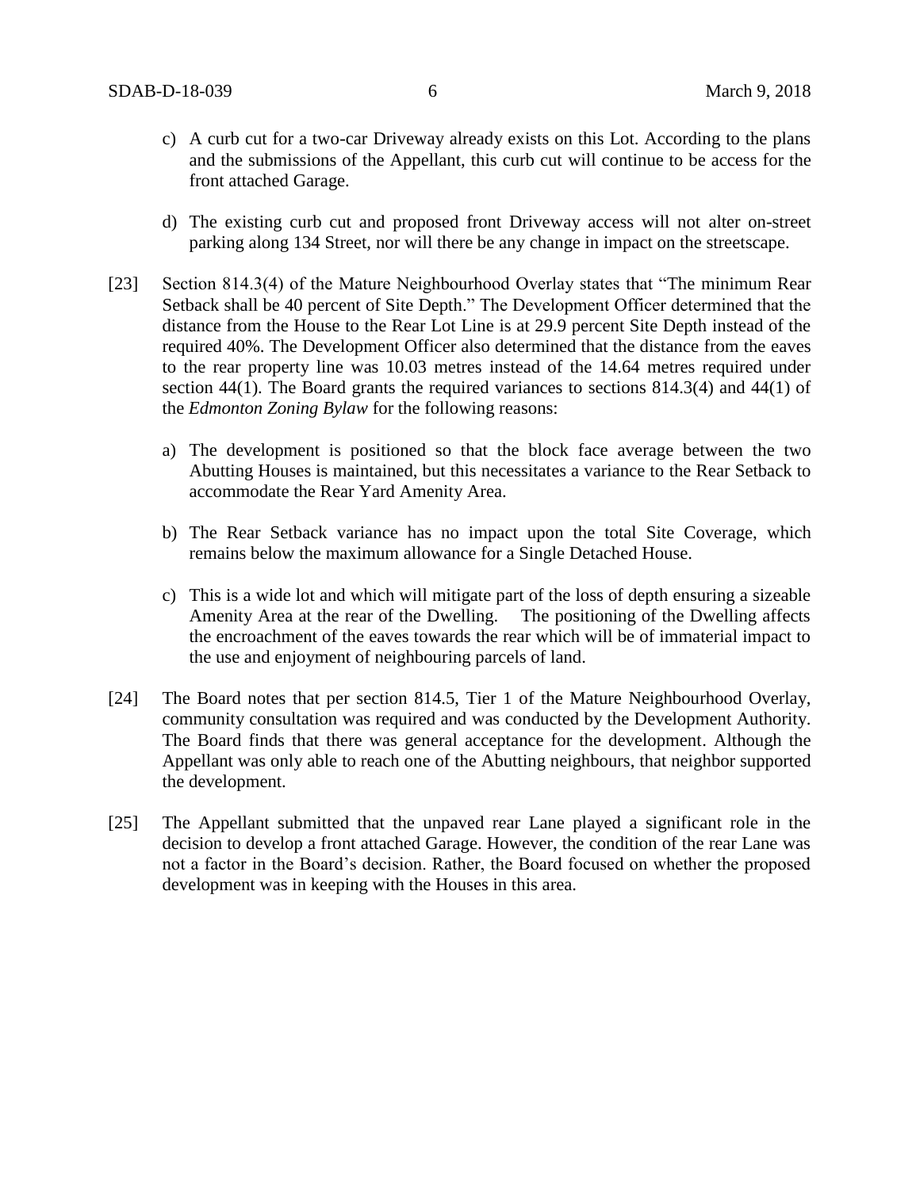c) A curb cut for a two-car Driveway already exists on this Lot. According to the plans and the submissions of the Appellant, this curb cut will continue to be access for the front attached Garage.

d) The existing curb cut and proposed front Driveway access will not alter on-street parking along 134 Street, nor will there be any change in impact on the streetscape.

[23] Section 814.3(4) of the Mature Neighbourhood Overlay states that "The minimum Rear Setback shall be 40 percent of Site Depth." The Development Officer determined that the distance from the House to the Rear Lot Line is at 29.9 percent Site Depth instead of the required 40%. The Development Officer also determined that the distance from the eaves to the rear property line was 10.03 metres instead of the 14.64 metres required under section 44(1). The Board grants the required variances to sections 814.3(4) and 44(1) of the *Edmonton Zoning Bylaw* for the following reasons:

a) The development is positioned so that the block face average between the two Abutting Houses is maintained, but this necessitates a variance to the Rear Setback to accommodate the Rear Yard Amenity Area.

b) The Rear Setback variance has no impact upon the total Site Coverage, which remains below the maximum allowance for a Single Detached House.

c) This is a wide lot and which will mitigate part of the loss of depth ensuring a sizeable Amenity Area at the rear of the Dwelling. The positioning of the Dwelling affects the encroachment of the eaves towards the rear which will be of immaterial impact to the use and enjoyment of neighbouring parcels of land.

[24] The Board notes that per section 814.5, Tier 1 of the Mature Neighbourhood Overlay, community consultation was required and was conducted by the Development Authority. The Board finds that there was general acceptance for the development. Although the Appellant was only able to reach one of the Abutting neighbours, that neighbor supported the development.

[25] The Appellant submitted that the unpaved rear Lane played a significant role in the decision to develop a front attached Garage. However, the condition of the rear Lane was not a factor in the Board's decision. Rather, the Board focused on whether the proposed development was in keeping with the Houses in this area.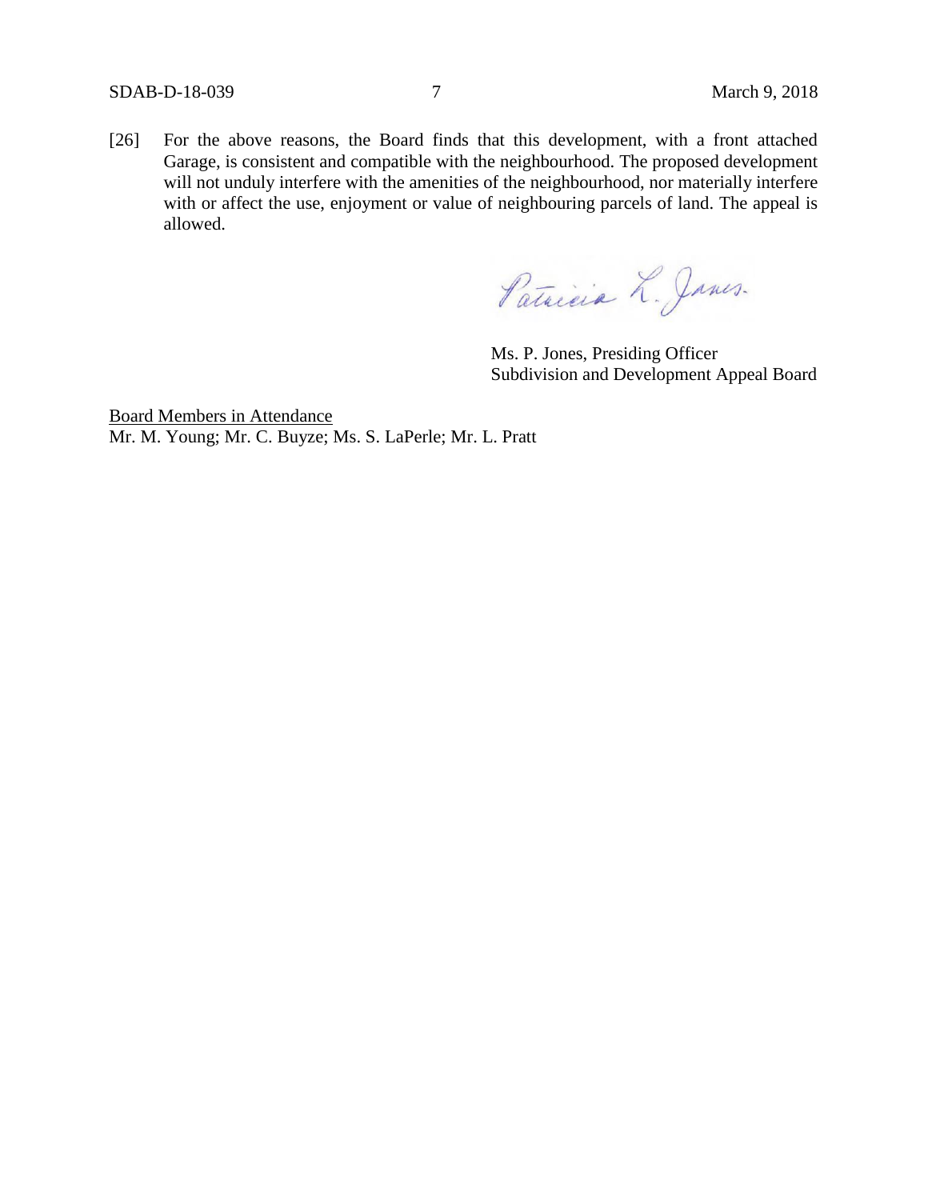[26] For the above reasons, the Board finds that this development, with a front attached Garage, is consistent and compatible with the neighbourhood. The proposed development will not unduly interfere with the amenities of the neighbourhood, nor materially interfere with or affect the use, enjoyment or value of neighbouring parcels of land. The appeal is allowed.

Ms. P. Jones, Presiding Officer
Subdivision and Development Appeal Board

Board Members in Attendance
Mr. M. Young; Mr. C. Buyze; Ms. S. LaPerle; Mr. L. Pratt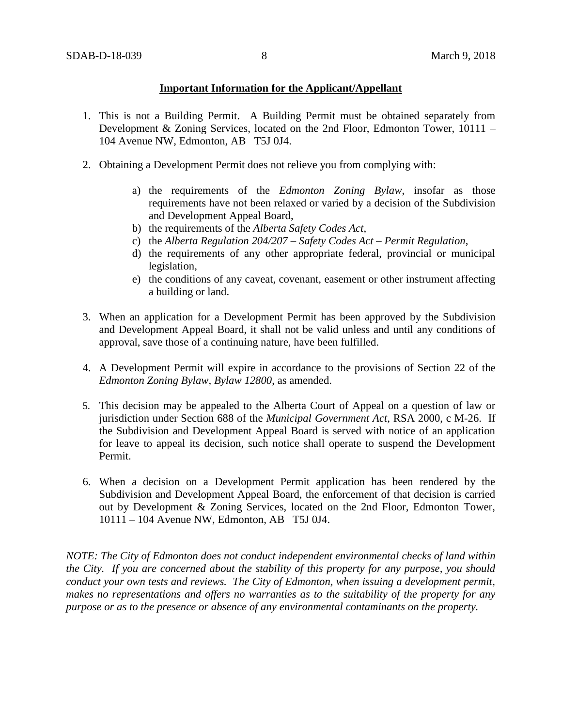**Important Information for the Applicant/Appellant**

1. This is not a Building Permit. A Building Permit must be obtained separately from Development & Zoning Services, located on the 2nd Floor, Edmonton Tower, 10111 – 104 Avenue NW, Edmonton, AB T5J 0J4.

2. Obtaining a Development Permit does not relieve you from complying with:

   a) the requirements of the *Edmonton Zoning Bylaw*, insofar as those requirements have not been relaxed or varied by a decision of the Subdivision and Development Appeal Board,
   b) the requirements of the *Alberta Safety Codes Act*,
   c) the *Alberta Regulation 204/207 – Safety Codes Act – Permit Regulation*,
   d) the requirements of any other appropriate federal, provincial or municipal legislation,
   e) the conditions of any caveat, covenant, easement or other instrument affecting a building or land.

3. When an application for a Development Permit has been approved by the Subdivision and Development Appeal Board, it shall not be valid unless and until any conditions of approval, save those of a continuing nature, have been fulfilled.

4. A Development Permit will expire in accordance to the provisions of Section 22 of the *Edmonton Zoning Bylaw, Bylaw 12800*, as amended.

5. This decision may be appealed to the Alberta Court of Appeal on a question of law or jurisdiction under Section 688 of the *Municipal Government Act*, RSA 2000, c M-26. If the Subdivision and Development Appeal Board is served with notice of an application for leave to appeal its decision, such notice shall operate to suspend the Development Permit.

6. When a decision on a Development Permit application has been rendered by the Subdivision and Development Appeal Board, the enforcement of that decision is carried out by Development & Zoning Services, located on the 2nd Floor, Edmonton Tower, 10111 – 104 Avenue NW, Edmonton, AB T5J 0J4.

*NOTE: The City of Edmonton does not conduct independent environmental checks of land within the City. If you are concerned about the stability of this property for any purpose, you should conduct your own tests and reviews. The City of Edmonton, when issuing a development permit, makes no representations and offers no warranties as to the suitability of the property for any purpose or as to the presence or absence of any environmental contaminants on the property.*